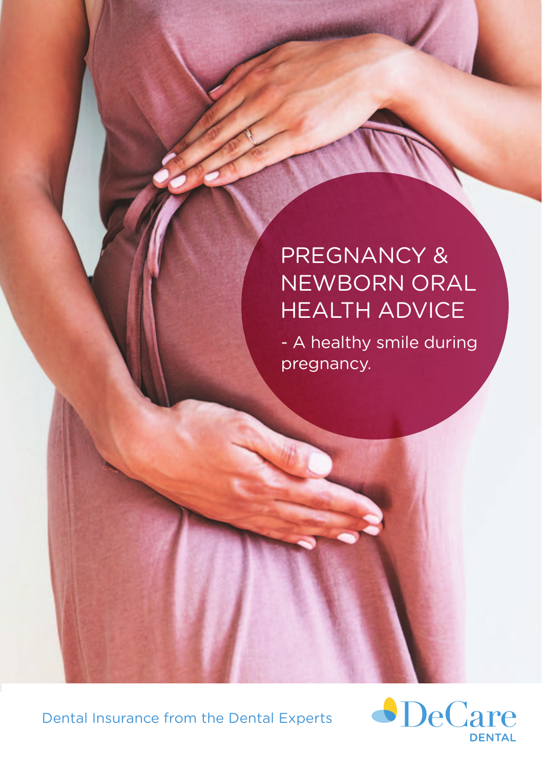# PREGNANCY & NEWBORN ORAL HEALTH ADVICE

- A healthy smile during pregnancy.

Dental Insurance from the Dental Experts

DeCare DENTAL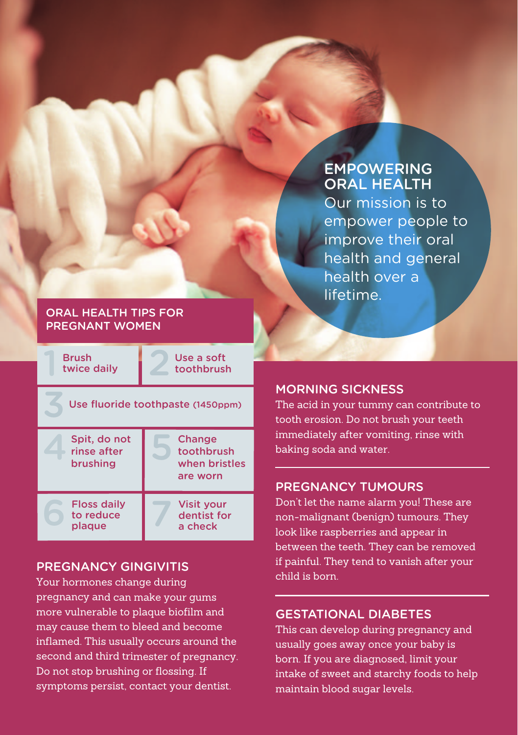## EMPOWERING ORAL HEALTH

Our mission is to empower people to improve their oral health and general health over a lifetime.

## ORAL HEALTH TIPS FOR PREGNANT WOMEN

1. Brush twice daily
2. Use a soft toothbrush
3. Use fluoride toothpaste (1450ppm)
4. Spit, do not rinse after brushing
5. Change toothbrush when bristles are worn
6. Floss daily to reduce plaque
7. Visit your dentist for a check

## PREGNANCY GINGIVITIS

Your hormones change during pregnancy and can make your gums more vulnerable to plaque biofilm and may cause them to bleed and become inflamed. This usually occurs around the second and third trimester of pregnancy. Do not stop brushing or flossing. If symptoms persist, contact your dentist.

## MORNING SICKNESS

The acid in your tummy can contribute to tooth erosion. Do not brush your teeth immediately after vomiting, rinse with baking soda and water.

## PREGNANCY TUMOURS

Don't let the name alarm you! These are non-malignant (benign) tumours. They look like raspberries and appear in between the teeth. They can be removed if painful. They tend to vanish after your child is born.

## GESTATIONAL DIABETES

This can develop during pregnancy and usually goes away once your baby is born. If you are diagnosed, limit your intake of sweet and starchy foods to help maintain blood sugar levels.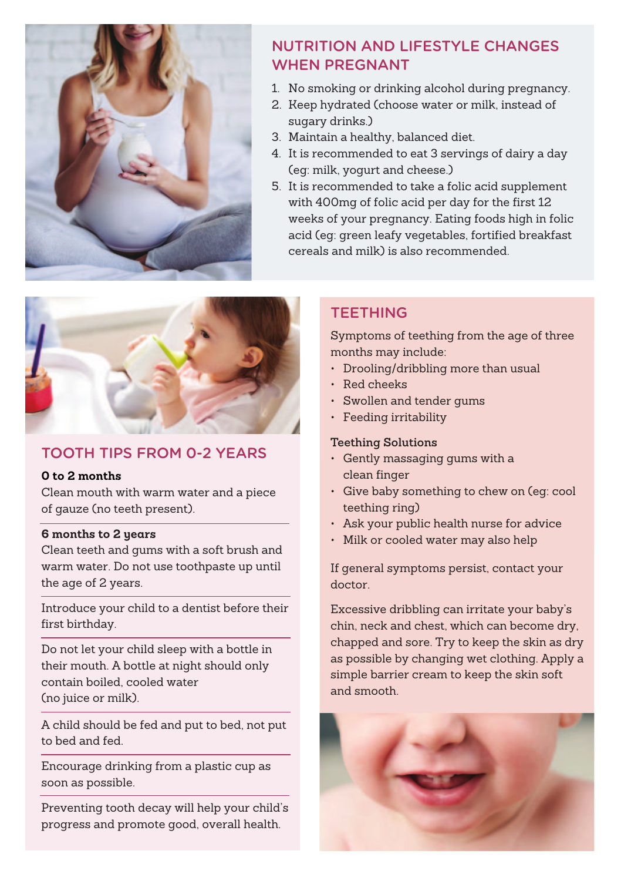## NUTRITION AND LIFESTYLE CHANGES WHEN PREGNANT

1. No smoking or drinking alcohol during pregnancy.
2. Keep hydrated (choose water or milk, instead of sugary drinks.)
3. Maintain a healthy, balanced diet.
4. It is recommended to eat 3 servings of dairy a day (eg: milk, yogurt and cheese.)
5. It is recommended to take a folic acid supplement with 400mg of folic acid per day for the first 12 weeks of your pregnancy. Eating foods high in folic acid (eg: green leafy vegetables, fortified breakfast cereals and milk) is also recommended.

## TOOTH TIPS FROM 0-2 YEARS

**0 to 2 months**
Clean mouth with warm water and a piece of gauze (no teeth present).

**6 months to 2 years**
Clean teeth and gums with a soft brush and warm water. Do not use toothpaste up until the age of 2 years.

Introduce your child to a dentist before their first birthday.

Do not let your child sleep with a bottle in their mouth. A bottle at night should only contain boiled, cooled water (no juice or milk).

A child should be fed and put to bed, not put to bed and fed.

Encourage drinking from a plastic cup as soon as possible.

Preventing tooth decay will help your child's progress and promote good, overall health.

## TEETHING

Symptoms of teething from the age of three months may include:

- Drooling/dribbling more than usual
- Red cheeks
- Swollen and tender gums
- Feeding irritability

**Teething Solutions**

- Gently massaging gums with a clean finger
- Give baby something to chew on (eg: cool teething ring)
- Ask your public health nurse for advice
- Milk or cooled water may also help

If general symptoms persist, contact your doctor.

Excessive dribbling can irritate your baby's chin, neck and chest, which can become dry, chapped and sore. Try to keep the skin as dry as possible by changing wet clothing. Apply a simple barrier cream to keep the skin soft and smooth.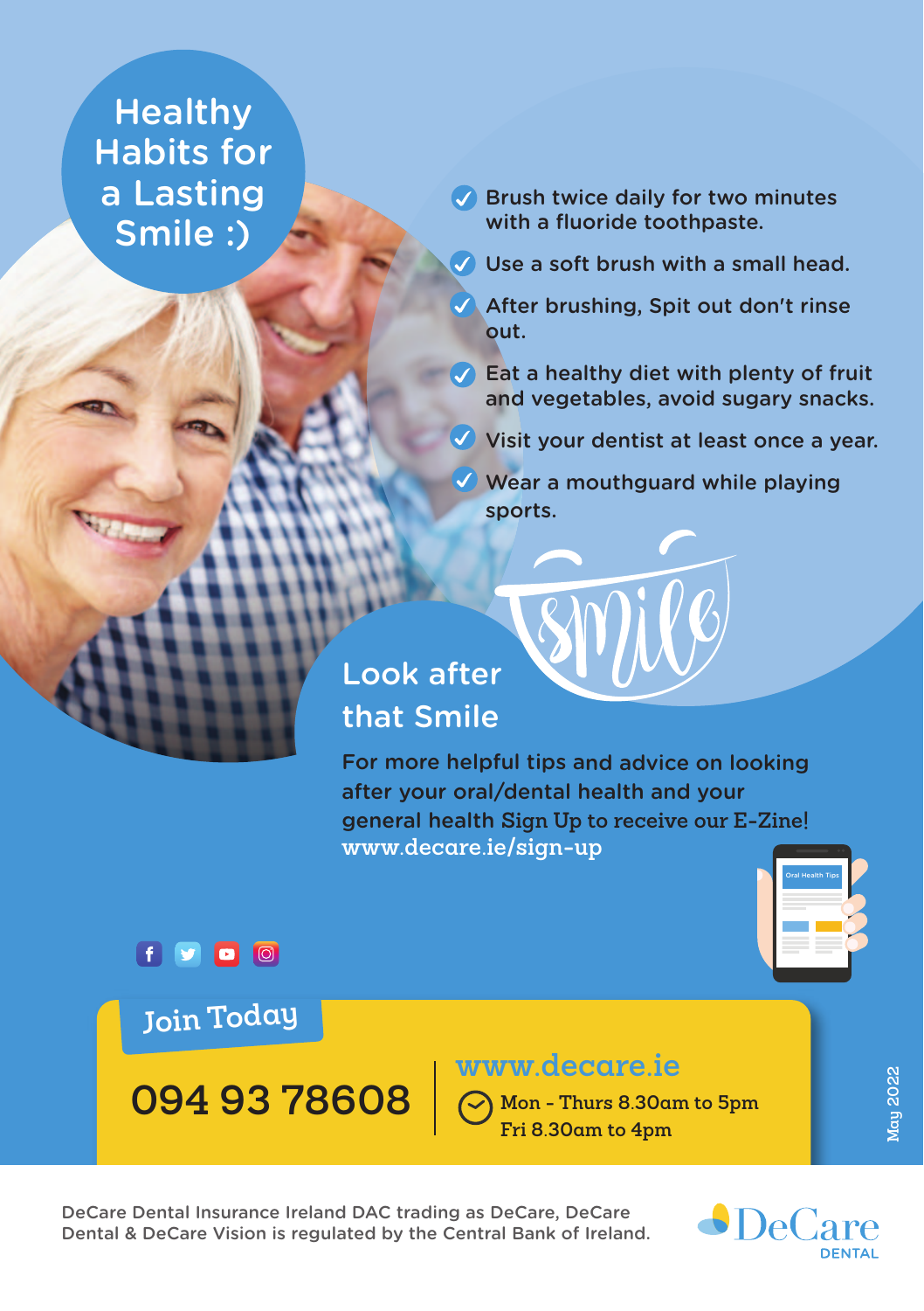# Healthy Habits for a Lasting Smile :)

- Brush twice daily for two minutes with a fluoride toothpaste.
- Use a soft brush with a small head.
- After brushing, Spit out don't rinse out.
- Eat a healthy diet with plenty of fruit and vegetables, avoid sugary snacks.
- Visit your dentist at least once a year.
- Wear a mouthguard while playing sports.

Smile

## Look after that Smile

For more helpful tips and advice on looking after your oral/dental health and your general health Sign Up to receive our E-Zine!
www.decare.ie/sign-up

Oral Health Tips

**Join Today**

**094 93 78608**

www.decare.ie

Mon - Thurs 8.30am to 5pm
Fri 8.30am to 4pm

May 2022

DeCare Dental Insurance Ireland DAC trading as DeCare, DeCare Dental & DeCare Vision is regulated by the Central Bank of Ireland.

DeCare DENTAL